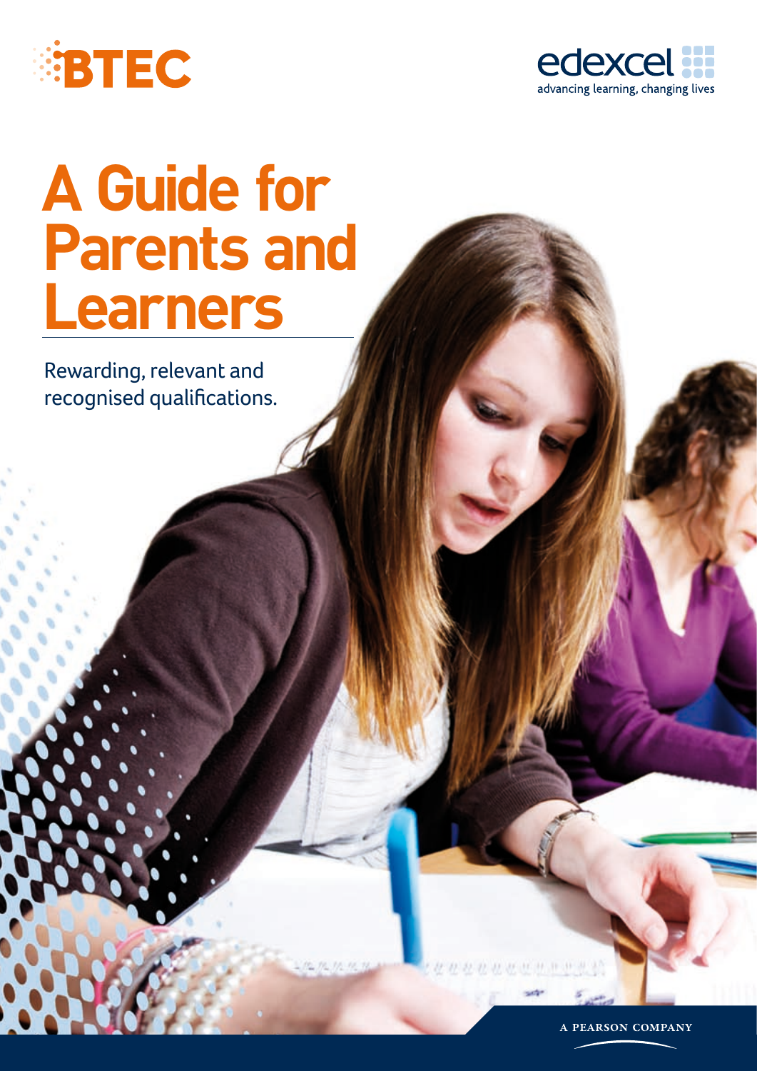BTEC

edexcel
advancing learning, changing lives

# A Guide for Parents and Learners

Rewarding, relevant and recognised qualifications.

A PEARSON COMPANY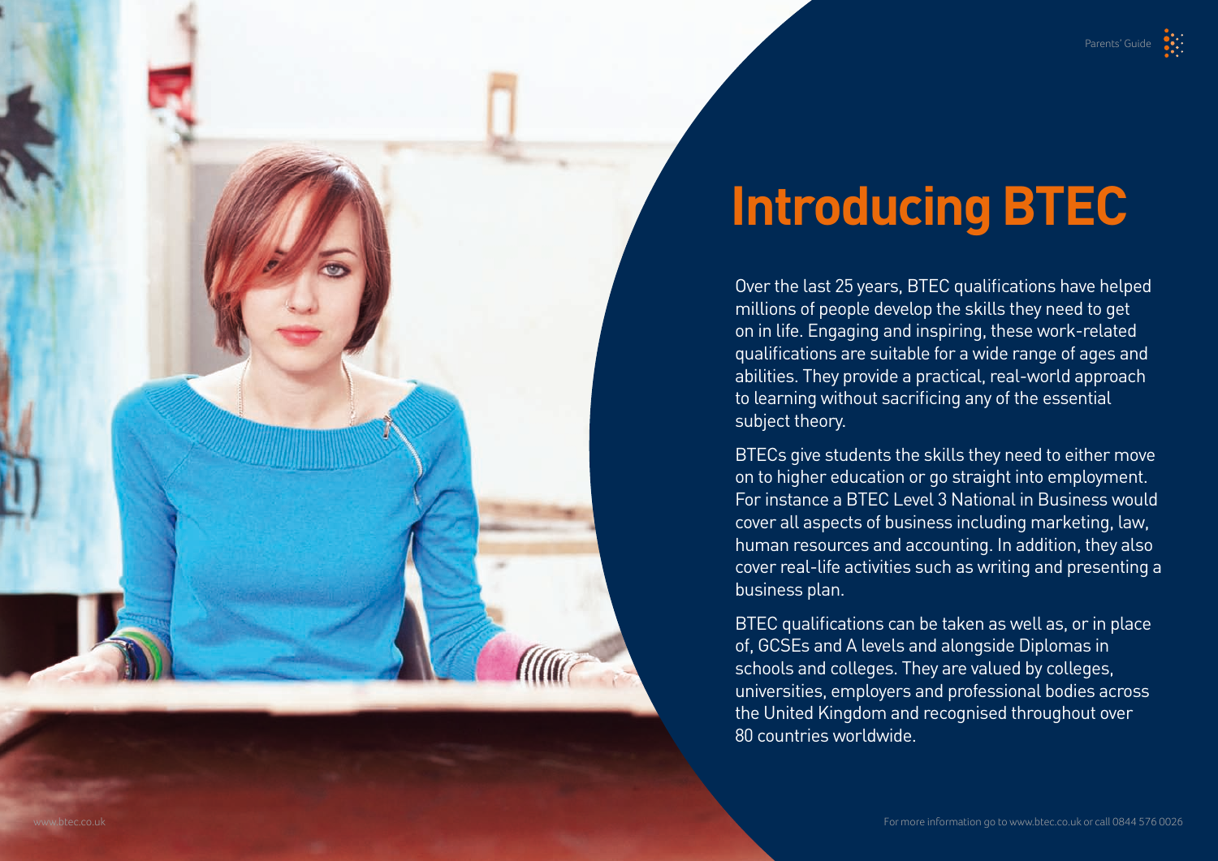# Introducing BTEC

Over the last 25 years, BTEC qualifications have helped millions of people develop the skills they need to get on in life. Engaging and inspiring, these work-related qualifications are suitable for a wide range of ages and abilities. They provide a practical, real-world approach to learning without sacrificing any of the essential subject theory.

BTECs give students the skills they need to either move on to higher education or go straight into employment. For instance a BTEC Level 3 National in Business would cover all aspects of business including marketing, law, human resources and accounting. In addition, they also cover real-life activities such as writing and presenting a business plan.

BTEC qualifications can be taken as well as, or in place of, GCSEs and A levels and alongside Diplomas in schools and colleges. They are valued by colleges, universities, employers and professional bodies across the United Kingdom and recognised throughout over 80 countries worldwide.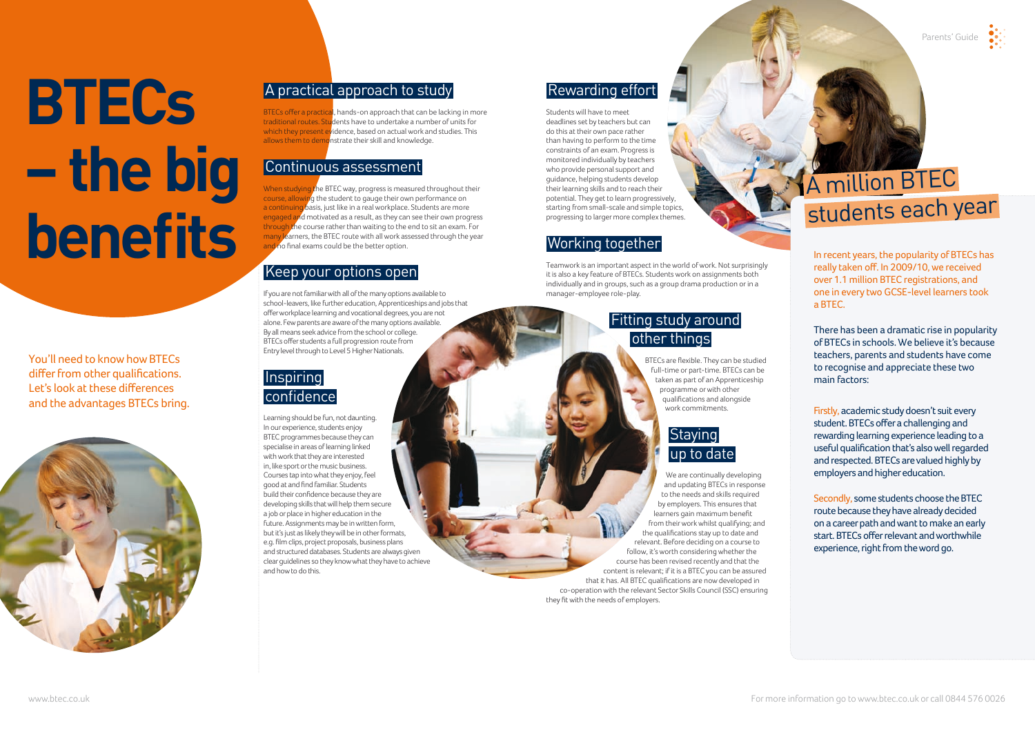# BTECs – the big benefits

You'll need to know how BTECs differ from other qualifications. Let's look at these differences and the advantages BTECs bring.

## A practical approach to study

BTECs offer a practical, hands-on approach that can be lacking in more traditional routes. Students have to undertake a number of units for which they present evidence, based on actual work and studies. This allows them to demonstrate their skill and knowledge.

## Continuous assessment

When studying the BTEC way, progress is measured throughout their course, allowing the student to gauge their own performance on a continuing basis, just like in a real workplace. Students are more engaged and motivated as a result, as they can see their own progress through the course rather than waiting to the end to sit an exam. For many learners, the BTEC route with all work assessed through the year and no final exams could be the better option.

## Keep your options open

If you are not familiar with all of the many options available to school-leavers, like further education, Apprenticeships and jobs that offer workplace learning and vocational degrees, you are not alone. Few parents are aware of the many options available. By all means seek advice from the school or college. BTECs offer students a full progression route from Entry level through to Level 5 Higher Nationals.

## Inspiring confidence

Learning should be fun, not daunting. In our experience, students enjoy BTEC programmes because they can specialise in areas of learning linked with work that they are interested in, like sport or the music business. Courses tap into what they enjoy, feel good at and find familiar. Students build their confidence because they are developing skills that will help them secure a job or place in higher education in the future. Assignments may be in written form, but it's just as likely they will be in other formats, e.g. film clips, project proposals, business plans and structured databases. Students are always given clear guidelines so they know what they have to achieve and how to do this.

## Rewarding effort

Students will have to meet deadlines set by teachers but can do this at their own pace rather than having to perform to the time constraints of an exam. Progress is monitored individually by teachers who provide personal support and guidance, helping students develop their learning skills and to reach their potential. They get to learn progressively, starting from small-scale and simple topics, progressing to larger more complex themes.

## Working together

Teamwork is an important aspect in the world of work. Not surprisingly it is also a key feature of BTECs. Students work on assignments both individually and in groups, such as a group drama production or in a manager-employee role-play.

## Fitting study around other things

BTECs are flexible. They can be studied full-time or part-time. BTECs can be taken as part of an Apprenticeship programme or with other qualifications and alongside work commitments.

## Staying up to date

We are continually developing and updating BTECs in response to the needs and skills required by employers. This ensures that learners gain maximum benefit from their work whilst qualifying; and the qualifications stay up to date and relevant. Before deciding on a course to follow, it's worth considering whether the course has been revised recently and that the content is relevant; if it is a BTEC you can be assured that it has. All BTEC qualifications are now developed in co-operation with the relevant Sector Skills Council (SSC) ensuring they fit with the needs of employers.

## A million BTEC students each year

In recent years, the popularity of BTECs has really taken off. In 2009/10, we received over 1.1 million BTEC registrations, and one in every two GCSE-level learners took a BTEC.

There has been a dramatic rise in popularity of BTECs in schools. We believe it's because teachers, parents and students have come to recognise and appreciate these two main factors:

Firstly, academic study doesn't suit every student. BTECs offer a challenging and rewarding learning experience leading to a useful qualification that's also well regarded and respected. BTECs are valued highly by employers and higher education.

Secondly, some students choose the BTEC route because they have already decided on a career path and want to make an early start. BTECs offer relevant and worthwhile experience, right from the word go.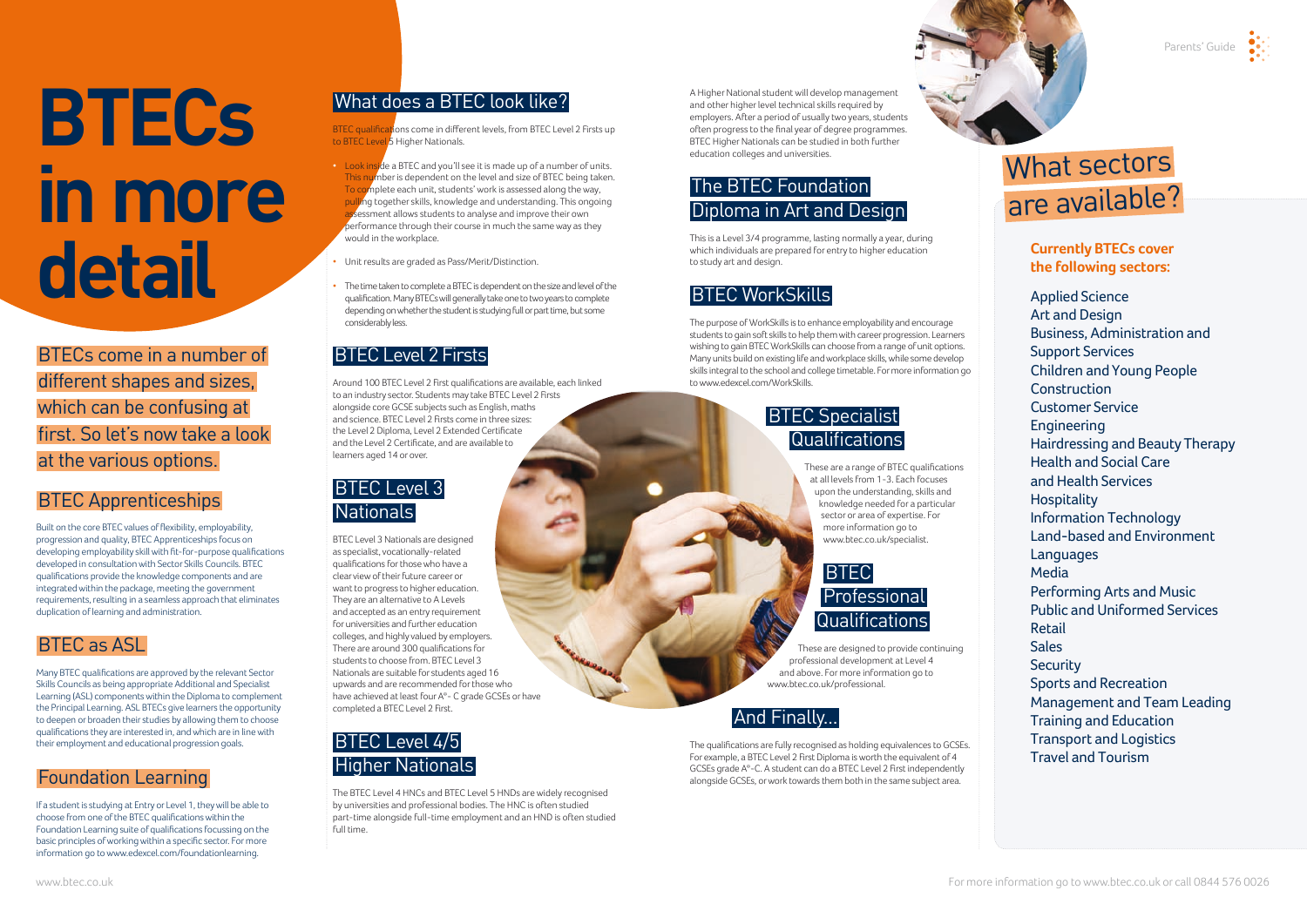# BTECs in more detail

BTECs come in a number of different shapes and sizes, which can be confusing at first. So let's now take a look at the various options.

## BTEC Apprenticeships

Built on the core BTEC values of flexibility, employability, progression and quality, BTEC Apprenticeships focus on developing employability skill with fit-for-purpose qualifications developed in consultation with Sector Skills Councils. BTEC qualifications provide the knowledge components and are integrated within the package, meeting the government requirements, resulting in a seamless approach that eliminates duplication of learning and administration.

## BTEC as ASL

Many BTEC qualifications are approved by the relevant Sector Skills Councils as being appropriate Additional and Specialist Learning (ASL) components within the Diploma to complement the Principal Learning. ASL BTECs give learners the opportunity to deepen or broaden their studies by allowing them to choose qualifications they are interested in, and which are in line with their employment and educational progression goals.

## Foundation Learning

If a student is studying at Entry or Level 1, they will be able to choose from one of the BTEC qualifications within the Foundation Learning suite of qualifications focussing on the basic principles of working within a specific sector. For more information go to www.edexcel.com/foundationlearning.

## What does a BTEC look like?

BTEC qualifications come in different levels, from BTEC Level 2 Firsts up to BTEC Level 5 Higher Nationals.

- Look inside a BTEC and you'll see it is made up of a number of units. This number is dependent on the level and size of BTEC being taken. To complete each unit, students' work is assessed along the way, pulling together skills, knowledge and understanding. This ongoing assessment allows students to analyse and improve their own performance through their course in much the same way as they would in the workplace.
- Unit results are graded as Pass/Merit/Distinction.
- The time taken to complete a BTEC is dependent on the size and level of the qualification. Many BTECs will generally take one to two years to complete depending on whether the student is studying full or part time, but some considerably less.

## BTEC Level 2 Firsts

Around 100 BTEC Level 2 First qualifications are available, each linked to an industry sector. Students may take BTEC Level 2 Firsts alongside core GCSE subjects such as English, maths and science. BTEC Level 2 Firsts come in three sizes: the Level 2 Diploma, Level 2 Extended Certificate and the Level 2 Certificate, and are available to learners aged 14 or over.

## BTEC Level 3 Nationals

BTEC Level 3 Nationals are designed as specialist, vocationally-related qualifications for those who have a clear view of their future career or want to progress to higher education. They are an alternative to A Levels and accepted as an entry requirement for universities and further education colleges, and highly valued by employers. There are around 300 qualifications for students to choose from. BTEC Level 3 Nationals are suitable for students aged 16 upwards and are recommended for those who have achieved at least four A*- C grade GCSEs or have completed a BTEC Level 2 First.

## BTEC Level 4/5 Higher Nationals

The BTEC Level 4 HNCs and BTEC Level 5 HNDs are widely recognised by universities and professional bodies. The HNC is often studied part-time alongside full-time employment and an HND is often studied full time.

A Higher National student will develop management and other higher level technical skills required by employers. After a period of usually two years, students often progress to the final year of degree programmes. BTEC Higher Nationals can be studied in both further education colleges and universities.

## The BTEC Foundation Diploma in Art and Design

This is a Level 3/4 programme, lasting normally a year, during which individuals are prepared for entry to higher education to study art and design.

## BTEC WorkSkills

The purpose of WorkSkills is to enhance employability and encourage students to gain soft skills to help them with career progression. Learners wishing to gain BTEC WorkSkills can choose from a range of unit options. Many units build on existing life and workplace skills, while some develop skills integral to the school and college timetable. For more information go to www.edexcel.com/WorkSkills.

## BTEC Specialist Qualifications

These are a range of BTEC qualifications at all levels from 1-3. Each focuses upon the understanding, skills and knowledge needed for a particular sector or area of expertise. For more information go to www.btec.co.uk/specialist.

## BTEC Professional Qualifications

These are designed to provide continuing professional development at Level 4 and above. For more information go to www.btec.co.uk/professional.

## And Finally...

The qualifications are fully recognised as holding equivalences to GCSEs. For example, a BTEC Level 2 First Diploma is worth the equivalent of 4 GCSEs grade A*-C. A student can do a BTEC Level 2 First independently alongside GCSEs, or work towards them both in the same subject area.

## What sectors are available?

**Currently BTECs cover the following sectors:**

Applied Science
Art and Design
Business, Administration and Support Services
Children and Young People
Construction
Customer Service
Engineering
Hairdressing and Beauty Therapy
Health and Social Care and Health Services
Hospitality
Information Technology
Land-based and Environment
Languages
Media
Performing Arts and Music
Public and Uniformed Services
Retail
Sales
Security
Sports and Recreation
Management and Team Leading
Training and Education
Transport and Logistics
Travel and Tourism

For more information go to www.btec.co.uk or call 0844 576 0026